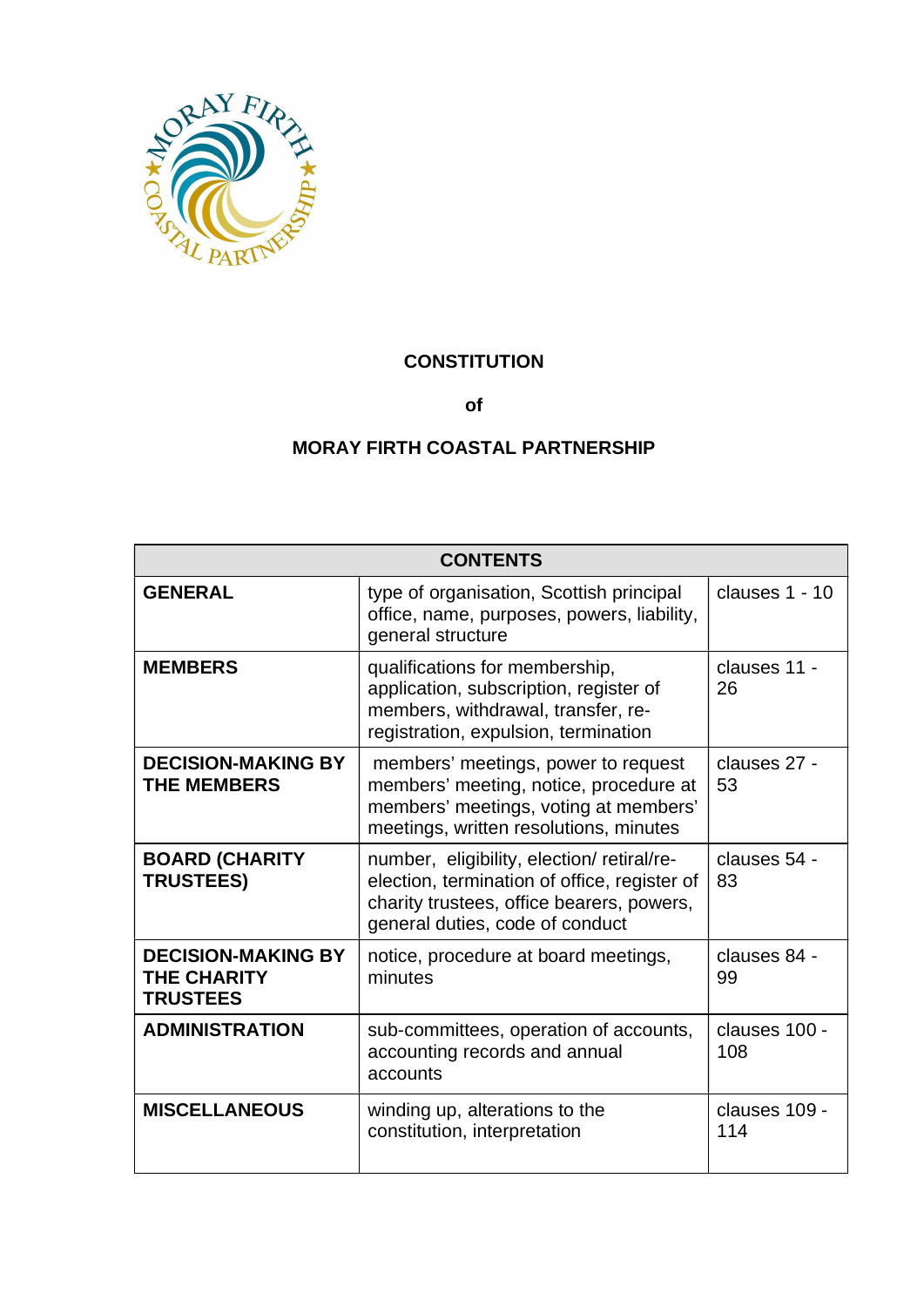# CONSTITUTION

## of

## MORAY FIRTH COASTAL PARTNERSHIP

| CONTENTS | | |
|---|---|---|
| **GENERAL** | type of organisation, Scottish principal office, name, purposes, powers, liability, general structure | clauses 1 - 10 |
| **MEMBERS** | qualifications for membership, application, subscription, register of members, withdrawal, transfer, re-registration, expulsion, termination | clauses 11 - 26 |
| **DECISION-MAKING BY THE MEMBERS** | members' meetings, power to request members' meeting, notice, procedure at members' meetings, voting at members' meetings, written resolutions, minutes | clauses 27 - 53 |
| **BOARD (CHARITY TRUSTEES)** | number, eligibility, election/ retiral/re-election, termination of office, register of charity trustees, office bearers, powers, general duties, code of conduct | clauses 54 - 83 |
| **DECISION-MAKING BY THE CHARITY TRUSTEES** | notice, procedure at board meetings, minutes | clauses 84 - 99 |
| **ADMINISTRATION** | sub-committees, operation of accounts, accounting records and annual accounts | clauses 100 - 108 |
| **MISCELLANEOUS** | winding up, alterations to the constitution, interpretation | clauses 109 - 114 |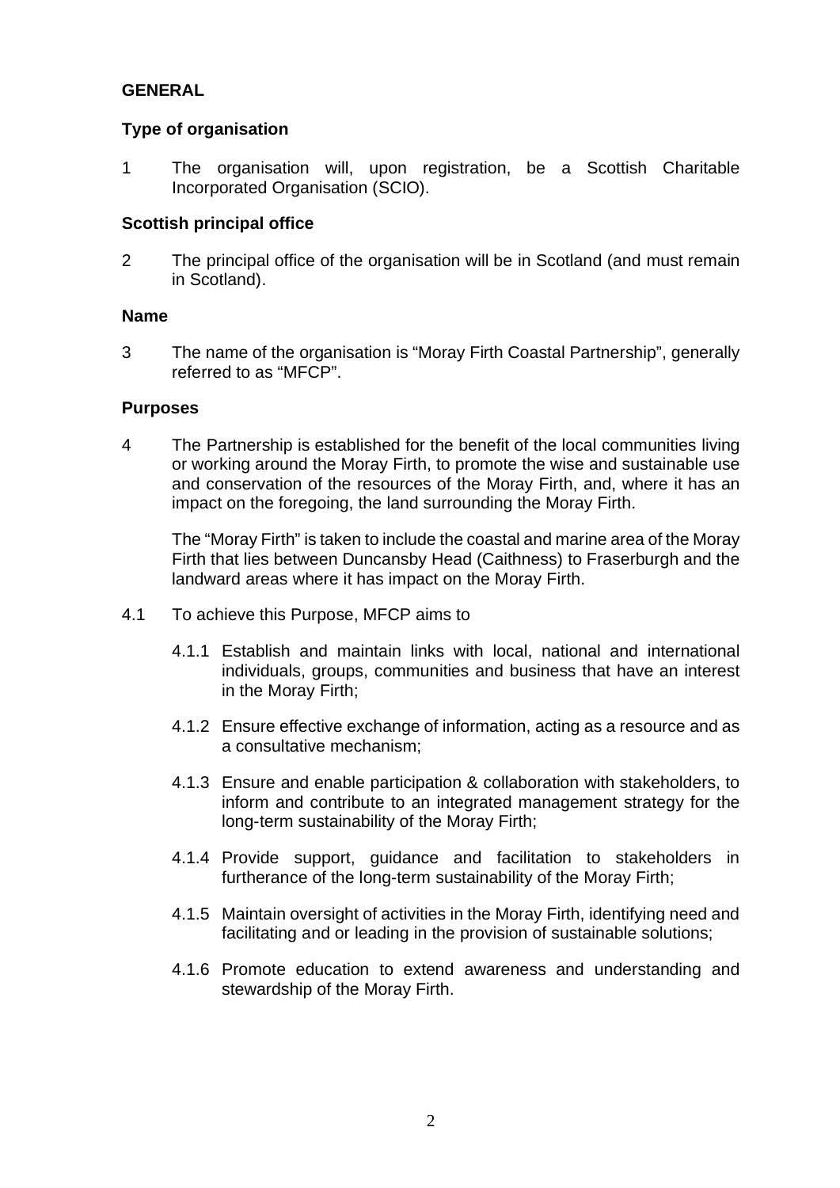## GENERAL

### Type of organisation

1 The organisation will, upon registration, be a Scottish Charitable Incorporated Organisation (SCIO).

### Scottish principal office

2 The principal office of the organisation will be in Scotland (and must remain in Scotland).

### Name

3 The name of the organisation is "Moray Firth Coastal Partnership", generally referred to as "MFCP".

### Purposes

4 The Partnership is established for the benefit of the local communities living or working around the Moray Firth, to promote the wise and sustainable use and conservation of the resources of the Moray Firth, and, where it has an impact on the foregoing, the land surrounding the Moray Firth.

The "Moray Firth" is taken to include the coastal and marine area of the Moray Firth that lies between Duncansby Head (Caithness) to Fraserburgh and the landward areas where it has impact on the Moray Firth.

4.1 To achieve this Purpose, MFCP aims to

4.1.1 Establish and maintain links with local, national and international individuals, groups, communities and business that have an interest in the Moray Firth;

4.1.2 Ensure effective exchange of information, acting as a resource and as a consultative mechanism;

4.1.3 Ensure and enable participation & collaboration with stakeholders, to inform and contribute to an integrated management strategy for the long-term sustainability of the Moray Firth;

4.1.4 Provide support, guidance and facilitation to stakeholders in furtherance of the long-term sustainability of the Moray Firth;

4.1.5 Maintain oversight of activities in the Moray Firth, identifying need and facilitating and or leading in the provision of sustainable solutions;

4.1.6 Promote education to extend awareness and understanding and stewardship of the Moray Firth.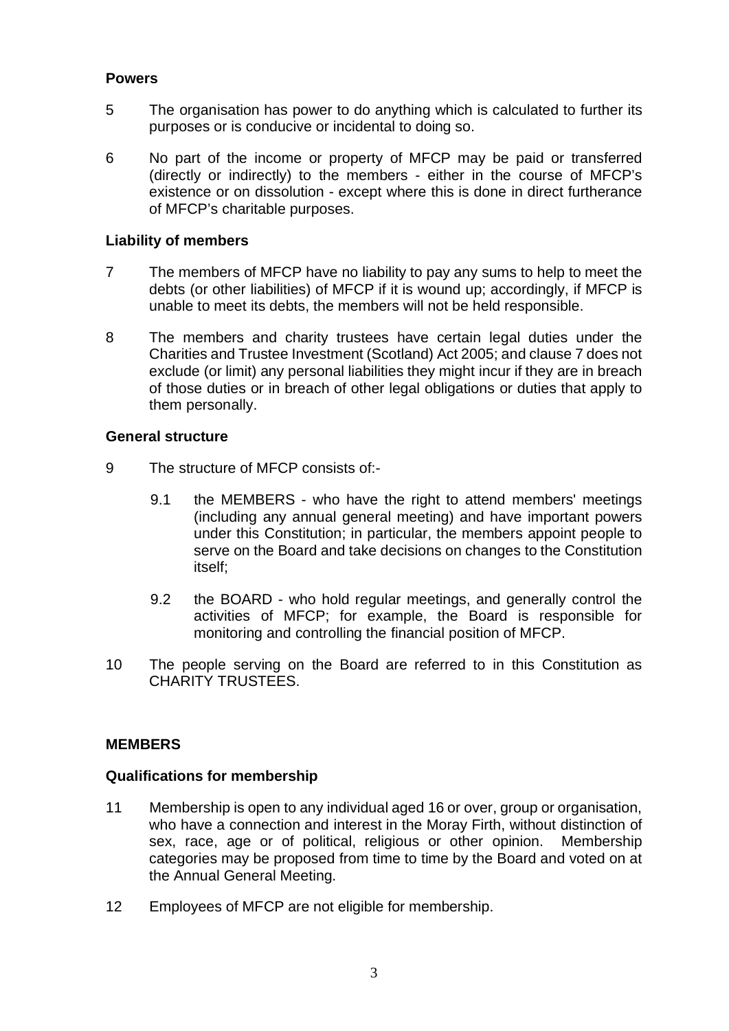### Powers

5 The organisation has power to do anything which is calculated to further its purposes or is conducive or incidental to doing so.

6 No part of the income or property of MFCP may be paid or transferred (directly or indirectly) to the members - either in the course of MFCP's existence or on dissolution - except where this is done in direct furtherance of MFCP's charitable purposes.

### Liability of members

7 The members of MFCP have no liability to pay any sums to help to meet the debts (or other liabilities) of MFCP if it is wound up; accordingly, if MFCP is unable to meet its debts, the members will not be held responsible.

8 The members and charity trustees have certain legal duties under the Charities and Trustee Investment (Scotland) Act 2005; and clause 7 does not exclude (or limit) any personal liabilities they might incur if they are in breach of those duties or in breach of other legal obligations or duties that apply to them personally.

### General structure

9 The structure of MFCP consists of:-

9.1 the MEMBERS - who have the right to attend members' meetings (including any annual general meeting) and have important powers under this Constitution; in particular, the members appoint people to serve on the Board and take decisions on changes to the Constitution itself;

9.2 the BOARD - who hold regular meetings, and generally control the activities of MFCP; for example, the Board is responsible for monitoring and controlling the financial position of MFCP.

10 The people serving on the Board are referred to in this Constitution as CHARITY TRUSTEES.

## MEMBERS

### Qualifications for membership

11 Membership is open to any individual aged 16 or over, group or organisation, who have a connection and interest in the Moray Firth, without distinction of sex, race, age or of political, religious or other opinion. Membership categories may be proposed from time to time by the Board and voted on at the Annual General Meeting.

12 Employees of MFCP are not eligible for membership.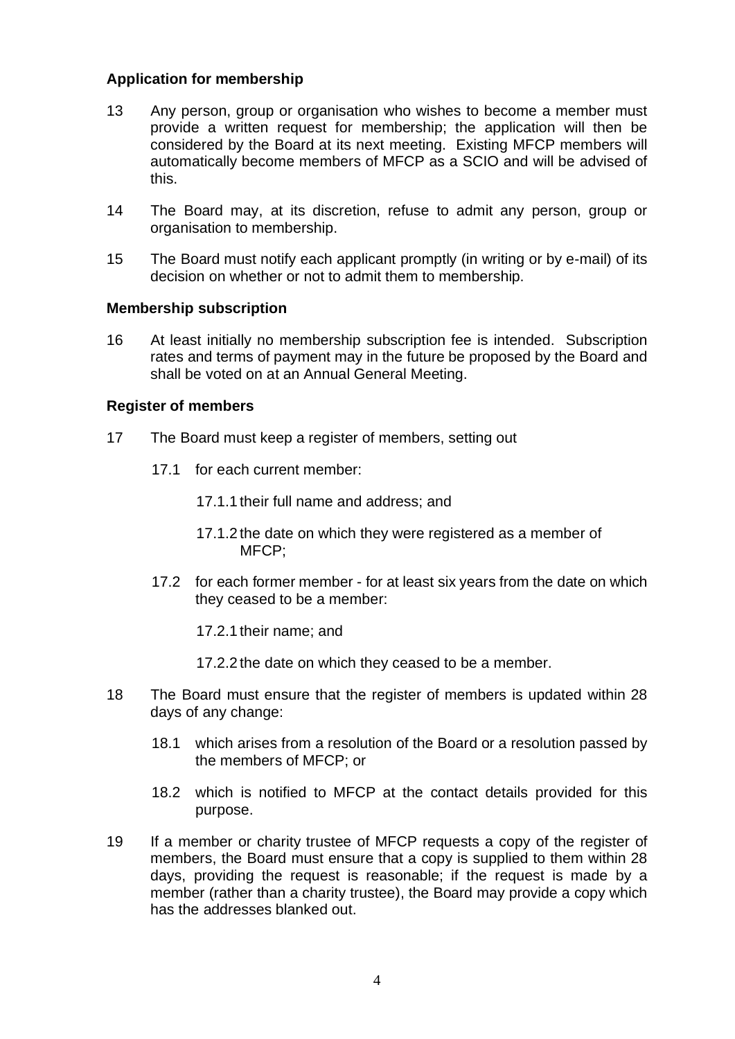### Application for membership

13 Any person, group or organisation who wishes to become a member must provide a written request for membership; the application will then be considered by the Board at its next meeting. Existing MFCP members will automatically become members of MFCP as a SCIO and will be advised of this.

14 The Board may, at its discretion, refuse to admit any person, group or organisation to membership.

15 The Board must notify each applicant promptly (in writing or by e-mail) of its decision on whether or not to admit them to membership.

### Membership subscription

16 At least initially no membership subscription fee is intended. Subscription rates and terms of payment may in the future be proposed by the Board and shall be voted on at an Annual General Meeting.

### Register of members

17 The Board must keep a register of members, setting out

17.1 for each current member:

17.1.1 their full name and address; and

17.1.2 the date on which they were registered as a member of MFCP;

17.2 for each former member - for at least six years from the date on which they ceased to be a member:

17.2.1 their name; and

17.2.2 the date on which they ceased to be a member.

18 The Board must ensure that the register of members is updated within 28 days of any change:

18.1 which arises from a resolution of the Board or a resolution passed by the members of MFCP; or

18.2 which is notified to MFCP at the contact details provided for this purpose.

19 If a member or charity trustee of MFCP requests a copy of the register of members, the Board must ensure that a copy is supplied to them within 28 days, providing the request is reasonable; if the request is made by a member (rather than a charity trustee), the Board may provide a copy which has the addresses blanked out.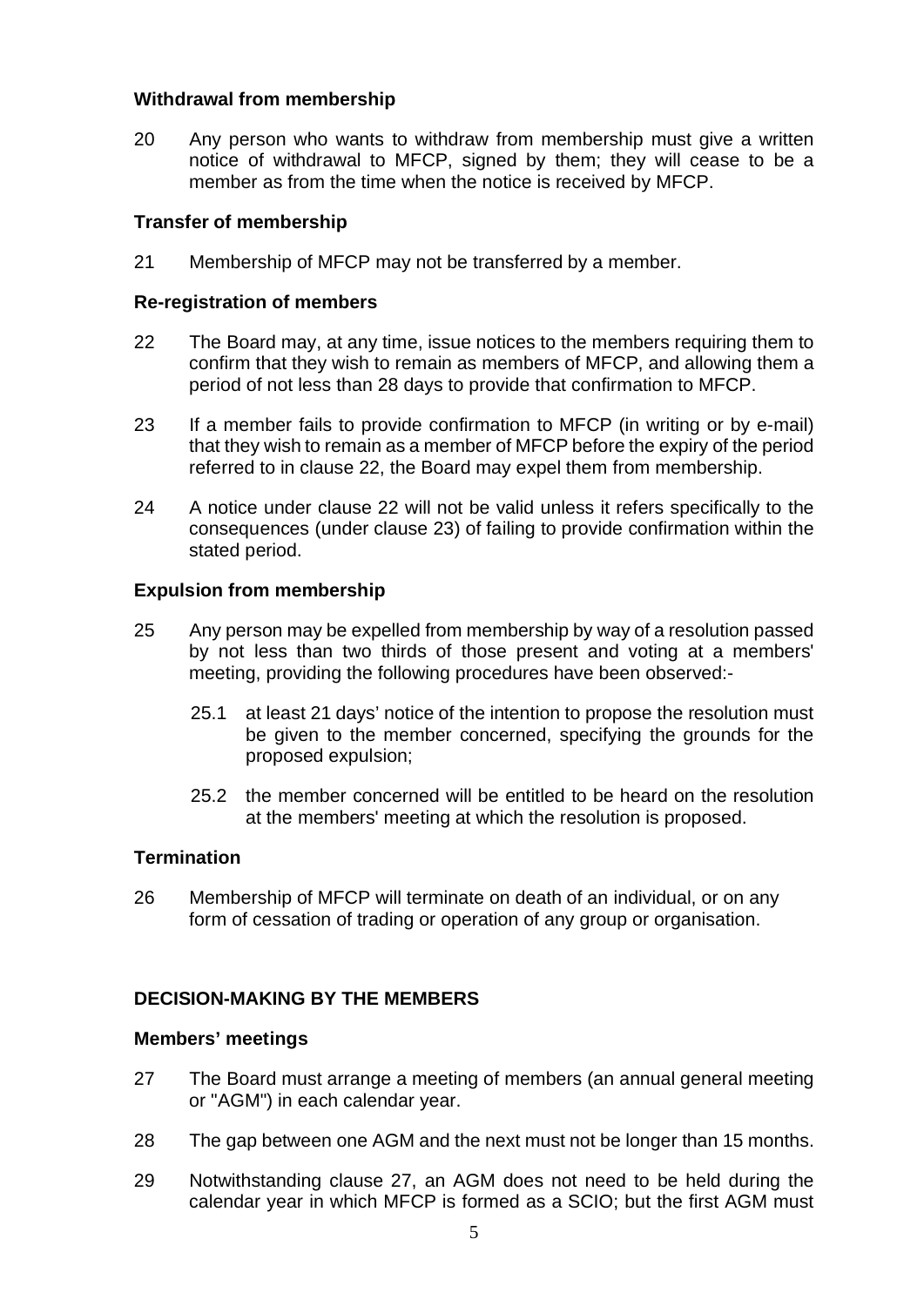### Withdrawal from membership

20 Any person who wants to withdraw from membership must give a written notice of withdrawal to MFCP, signed by them; they will cease to be a member as from the time when the notice is received by MFCP.

### Transfer of membership

21 Membership of MFCP may not be transferred by a member.

### Re-registration of members

22 The Board may, at any time, issue notices to the members requiring them to confirm that they wish to remain as members of MFCP, and allowing them a period of not less than 28 days to provide that confirmation to MFCP.

23 If a member fails to provide confirmation to MFCP (in writing or by e-mail) that they wish to remain as a member of MFCP before the expiry of the period referred to in clause 22, the Board may expel them from membership.

24 A notice under clause 22 will not be valid unless it refers specifically to the consequences (under clause 23) of failing to provide confirmation within the stated period.

### Expulsion from membership

25 Any person may be expelled from membership by way of a resolution passed by not less than two thirds of those present and voting at a members' meeting, providing the following procedures have been observed:-

25.1 at least 21 days' notice of the intention to propose the resolution must be given to the member concerned, specifying the grounds for the proposed expulsion;

25.2 the member concerned will be entitled to be heard on the resolution at the members' meeting at which the resolution is proposed.

### Termination

26 Membership of MFCP will terminate on death of an individual, or on any form of cessation of trading or operation of any group or organisation.

## DECISION-MAKING BY THE MEMBERS

### Members' meetings

27 The Board must arrange a meeting of members (an annual general meeting or "AGM") in each calendar year.

28 The gap between one AGM and the next must not be longer than 15 months.

29 Notwithstanding clause 27, an AGM does not need to be held during the calendar year in which MFCP is formed as a SCIO; but the first AGM must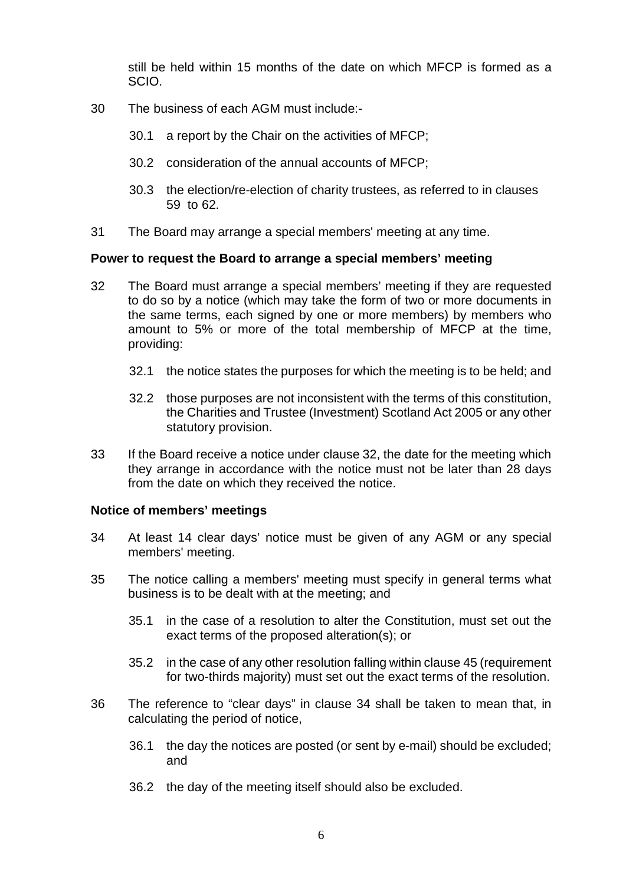still be held within 15 months of the date on which MFCP is formed as a SCIO.

30 The business of each AGM must include:-

30.1 a report by the Chair on the activities of MFCP;

30.2 consideration of the annual accounts of MFCP;

30.3 the election/re-election of charity trustees, as referred to in clauses 59 to 62.

31 The Board may arrange a special members' meeting at any time.

**Power to request the Board to arrange a special members' meeting**

32 The Board must arrange a special members' meeting if they are requested to do so by a notice (which may take the form of two or more documents in the same terms, each signed by one or more members) by members who amount to 5% or more of the total membership of MFCP at the time, providing:

32.1 the notice states the purposes for which the meeting is to be held; and

32.2 those purposes are not inconsistent with the terms of this constitution, the Charities and Trustee (Investment) Scotland Act 2005 or any other statutory provision.

33 If the Board receive a notice under clause 32, the date for the meeting which they arrange in accordance with the notice must not be later than 28 days from the date on which they received the notice.

**Notice of members' meetings**

34 At least 14 clear days' notice must be given of any AGM or any special members' meeting.

35 The notice calling a members' meeting must specify in general terms what business is to be dealt with at the meeting; and

35.1 in the case of a resolution to alter the Constitution, must set out the exact terms of the proposed alteration(s); or

35.2 in the case of any other resolution falling within clause 45 (requirement for two-thirds majority) must set out the exact terms of the resolution.

36 The reference to "clear days" in clause 34 shall be taken to mean that, in calculating the period of notice,

36.1 the day the notices are posted (or sent by e-mail) should be excluded; and

36.2 the day of the meeting itself should also be excluded.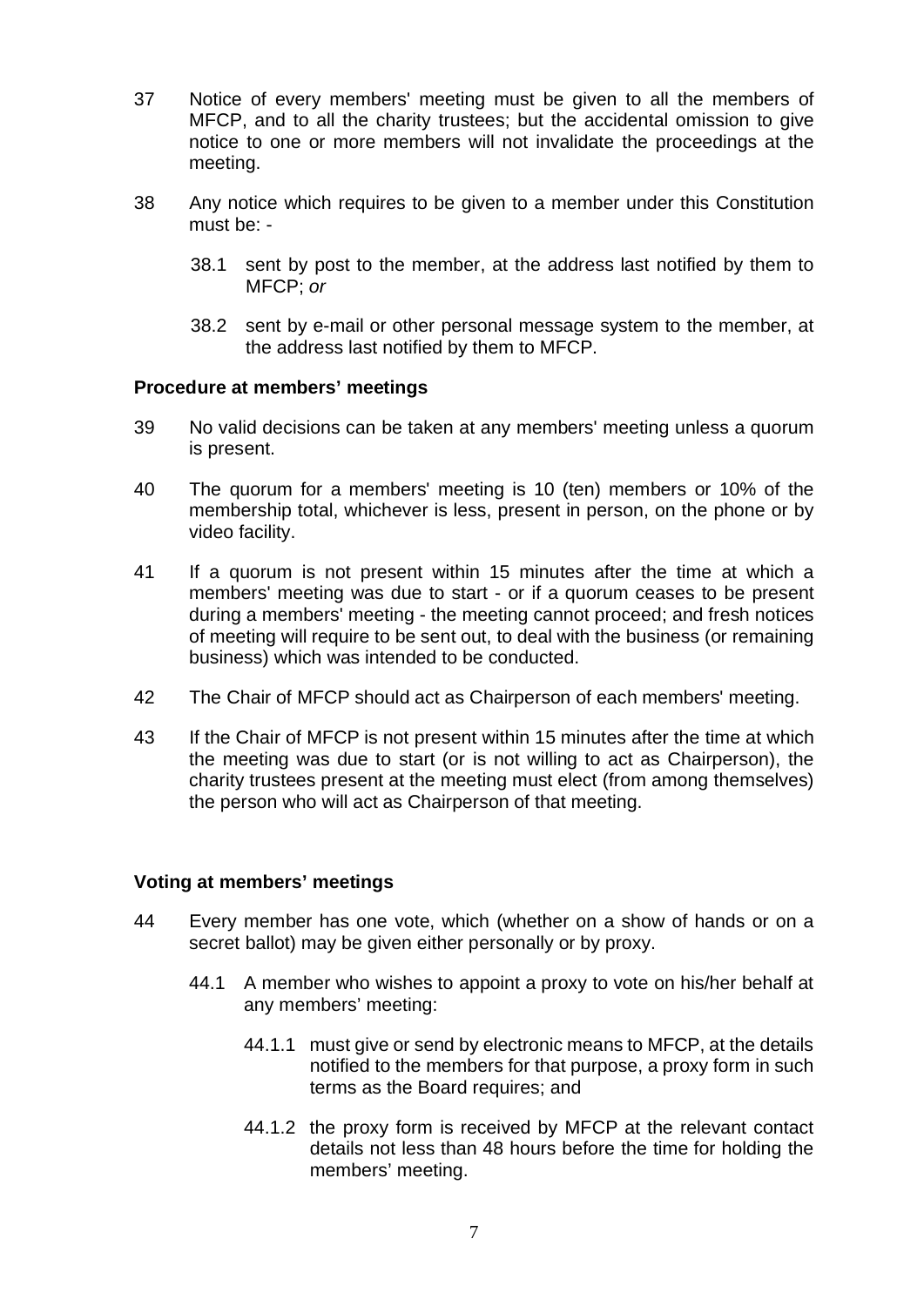37 Notice of every members' meeting must be given to all the members of MFCP, and to all the charity trustees; but the accidental omission to give notice to one or more members will not invalidate the proceedings at the meeting.

38 Any notice which requires to be given to a member under this Constitution must be: -

38.1 sent by post to the member, at the address last notified by them to MFCP; *or*

38.2 sent by e-mail or other personal message system to the member, at the address last notified by them to MFCP.

**Procedure at members' meetings**

39 No valid decisions can be taken at any members' meeting unless a quorum is present.

40 The quorum for a members' meeting is 10 (ten) members or 10% of the membership total, whichever is less, present in person, on the phone or by video facility.

41 If a quorum is not present within 15 minutes after the time at which a members' meeting was due to start - or if a quorum ceases to be present during a members' meeting - the meeting cannot proceed; and fresh notices of meeting will require to be sent out, to deal with the business (or remaining business) which was intended to be conducted.

42 The Chair of MFCP should act as Chairperson of each members' meeting.

43 If the Chair of MFCP is not present within 15 minutes after the time at which the meeting was due to start (or is not willing to act as Chairperson), the charity trustees present at the meeting must elect (from among themselves) the person who will act as Chairperson of that meeting.

**Voting at members' meetings**

44 Every member has one vote, which (whether on a show of hands or on a secret ballot) may be given either personally or by proxy.

44.1 A member who wishes to appoint a proxy to vote on his/her behalf at any members' meeting:

44.1.1 must give or send by electronic means to MFCP, at the details notified to the members for that purpose, a proxy form in such terms as the Board requires; and

44.1.2 the proxy form is received by MFCP at the relevant contact details not less than 48 hours before the time for holding the members' meeting.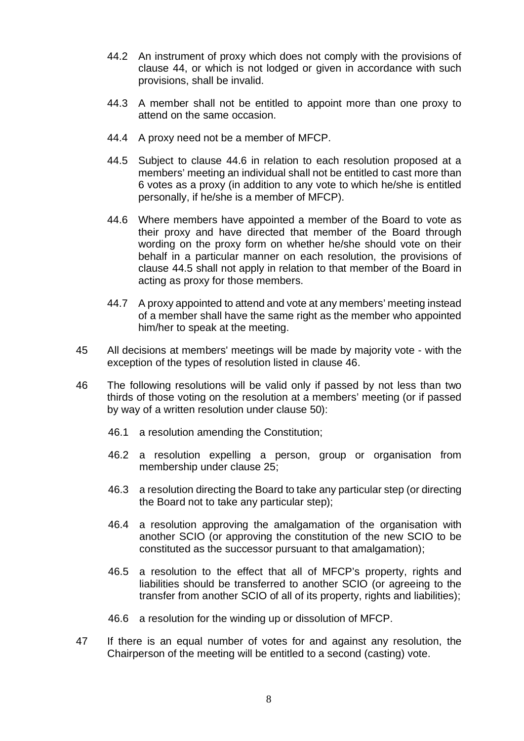44.2 An instrument of proxy which does not comply with the provisions of clause 44, or which is not lodged or given in accordance with such provisions, shall be invalid.

44.3 A member shall not be entitled to appoint more than one proxy to attend on the same occasion.

44.4 A proxy need not be a member of MFCP.

44.5 Subject to clause 44.6 in relation to each resolution proposed at a members' meeting an individual shall not be entitled to cast more than 6 votes as a proxy (in addition to any vote to which he/she is entitled personally, if he/she is a member of MFCP).

44.6 Where members have appointed a member of the Board to vote as their proxy and have directed that member of the Board through wording on the proxy form on whether he/she should vote on their behalf in a particular manner on each resolution, the provisions of clause 44.5 shall not apply in relation to that member of the Board in acting as proxy for those members.

44.7 A proxy appointed to attend and vote at any members' meeting instead of a member shall have the same right as the member who appointed him/her to speak at the meeting.

45 All decisions at members' meetings will be made by majority vote - with the exception of the types of resolution listed in clause 46.

46 The following resolutions will be valid only if passed by not less than two thirds of those voting on the resolution at a members' meeting (or if passed by way of a written resolution under clause 50):

46.1 a resolution amending the Constitution;

46.2 a resolution expelling a person, group or organisation from membership under clause 25;

46.3 a resolution directing the Board to take any particular step (or directing the Board not to take any particular step);

46.4 a resolution approving the amalgamation of the organisation with another SCIO (or approving the constitution of the new SCIO to be constituted as the successor pursuant to that amalgamation);

46.5 a resolution to the effect that all of MFCP's property, rights and liabilities should be transferred to another SCIO (or agreeing to the transfer from another SCIO of all of its property, rights and liabilities);

46.6 a resolution for the winding up or dissolution of MFCP.

47 If there is an equal number of votes for and against any resolution, the Chairperson of the meeting will be entitled to a second (casting) vote.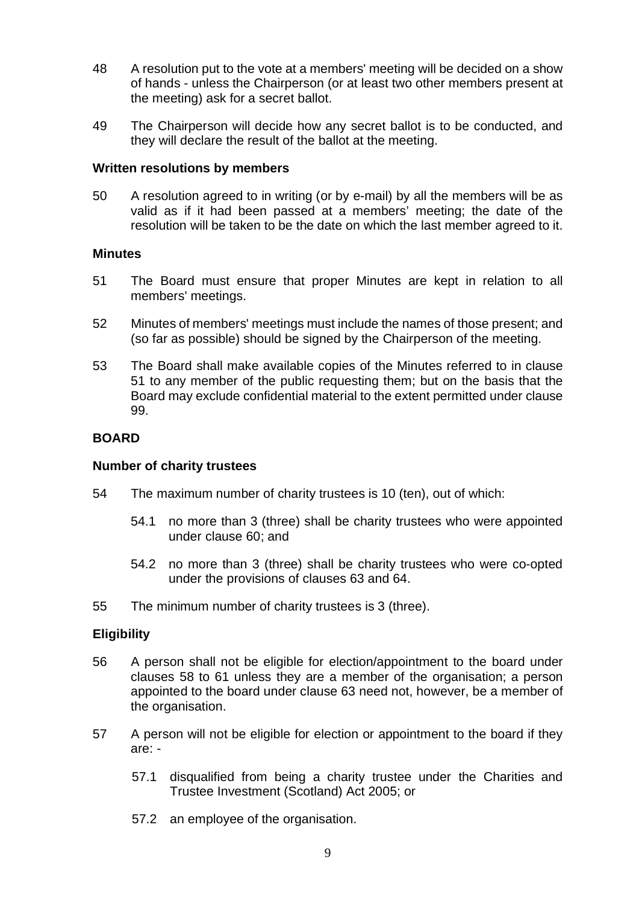48 A resolution put to the vote at a members' meeting will be decided on a show of hands - unless the Chairperson (or at least two other members present at the meeting) ask for a secret ballot.

49 The Chairperson will decide how any secret ballot is to be conducted, and they will declare the result of the ballot at the meeting.

**Written resolutions by members**

50 A resolution agreed to in writing (or by e-mail) by all the members will be as valid as if it had been passed at a members' meeting; the date of the resolution will be taken to be the date on which the last member agreed to it.

**Minutes**

51 The Board must ensure that proper Minutes are kept in relation to all members' meetings.

52 Minutes of members' meetings must include the names of those present; and (so far as possible) should be signed by the Chairperson of the meeting.

53 The Board shall make available copies of the Minutes referred to in clause 51 to any member of the public requesting them; but on the basis that the Board may exclude confidential material to the extent permitted under clause 99.

## BOARD

**Number of charity trustees**

54 The maximum number of charity trustees is 10 (ten), out of which:

54.1 no more than 3 (three) shall be charity trustees who were appointed under clause 60; and

54.2 no more than 3 (three) shall be charity trustees who were co-opted under the provisions of clauses 63 and 64.

55 The minimum number of charity trustees is 3 (three).

**Eligibility**

56 A person shall not be eligible for election/appointment to the board under clauses 58 to 61 unless they are a member of the organisation; a person appointed to the board under clause 63 need not, however, be a member of the organisation.

57 A person will not be eligible for election or appointment to the board if they are: -

57.1 disqualified from being a charity trustee under the Charities and Trustee Investment (Scotland) Act 2005; or

57.2 an employee of the organisation.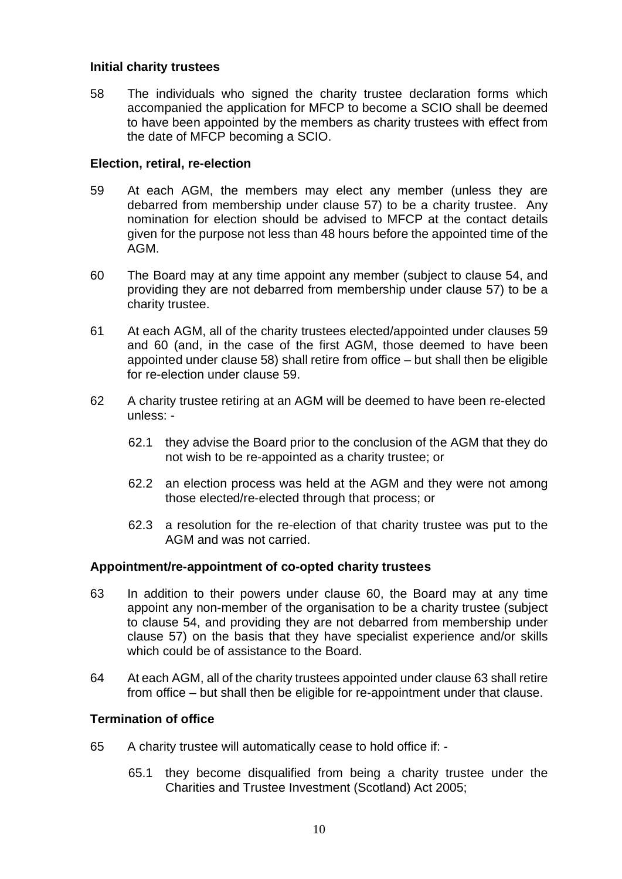### Initial charity trustees

58 The individuals who signed the charity trustee declaration forms which accompanied the application for MFCP to become a SCIO shall be deemed to have been appointed by the members as charity trustees with effect from the date of MFCP becoming a SCIO.

### Election, retiral, re-election

59 At each AGM, the members may elect any member (unless they are debarred from membership under clause 57) to be a charity trustee. Any nomination for election should be advised to MFCP at the contact details given for the purpose not less than 48 hours before the appointed time of the AGM.

60 The Board may at any time appoint any member (subject to clause 54, and providing they are not debarred from membership under clause 57) to be a charity trustee.

61 At each AGM, all of the charity trustees elected/appointed under clauses 59 and 60 (and, in the case of the first AGM, those deemed to have been appointed under clause 58) shall retire from office – but shall then be eligible for re-election under clause 59.

62 A charity trustee retiring at an AGM will be deemed to have been re-elected unless: -

- 62.1 they advise the Board prior to the conclusion of the AGM that they do not wish to be re-appointed as a charity trustee; or
- 62.2 an election process was held at the AGM and they were not among those elected/re-elected through that process; or
- 62.3 a resolution for the re-election of that charity trustee was put to the AGM and was not carried.

### Appointment/re-appointment of co-opted charity trustees

63 In addition to their powers under clause 60, the Board may at any time appoint any non-member of the organisation to be a charity trustee (subject to clause 54, and providing they are not debarred from membership under clause 57) on the basis that they have specialist experience and/or skills which could be of assistance to the Board.

64 At each AGM, all of the charity trustees appointed under clause 63 shall retire from office – but shall then be eligible for re-appointment under that clause.

### Termination of office

65 A charity trustee will automatically cease to hold office if: -

- 65.1 they become disqualified from being a charity trustee under the Charities and Trustee Investment (Scotland) Act 2005;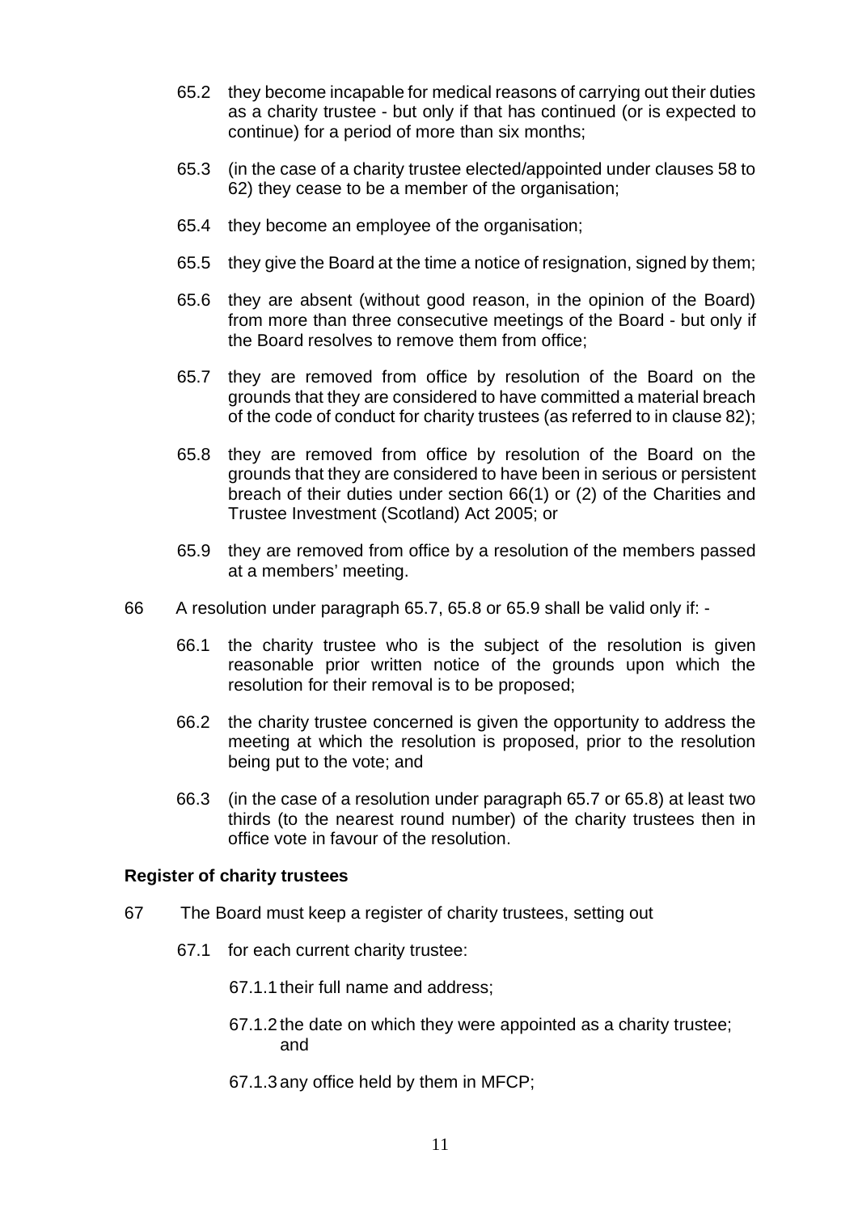65.2 they become incapable for medical reasons of carrying out their duties as a charity trustee - but only if that has continued (or is expected to continue) for a period of more than six months;

65.3 (in the case of a charity trustee elected/appointed under clauses 58 to 62) they cease to be a member of the organisation;

65.4 they become an employee of the organisation;

65.5 they give the Board at the time a notice of resignation, signed by them;

65.6 they are absent (without good reason, in the opinion of the Board) from more than three consecutive meetings of the Board - but only if the Board resolves to remove them from office;

65.7 they are removed from office by resolution of the Board on the grounds that they are considered to have committed a material breach of the code of conduct for charity trustees (as referred to in clause 82);

65.8 they are removed from office by resolution of the Board on the grounds that they are considered to have been in serious or persistent breach of their duties under section 66(1) or (2) of the Charities and Trustee Investment (Scotland) Act 2005; or

65.9 they are removed from office by a resolution of the members passed at a members' meeting.

66 A resolution under paragraph 65.7, 65.8 or 65.9 shall be valid only if: -

66.1 the charity trustee who is the subject of the resolution is given reasonable prior written notice of the grounds upon which the resolution for their removal is to be proposed;

66.2 the charity trustee concerned is given the opportunity to address the meeting at which the resolution is proposed, prior to the resolution being put to the vote; and

66.3 (in the case of a resolution under paragraph 65.7 or 65.8) at least two thirds (to the nearest round number) of the charity trustees then in office vote in favour of the resolution.

**Register of charity trustees**

67 The Board must keep a register of charity trustees, setting out

67.1 for each current charity trustee:

67.1.1 their full name and address;

67.1.2 the date on which they were appointed as a charity trustee; and

67.1.3 any office held by them in MFCP;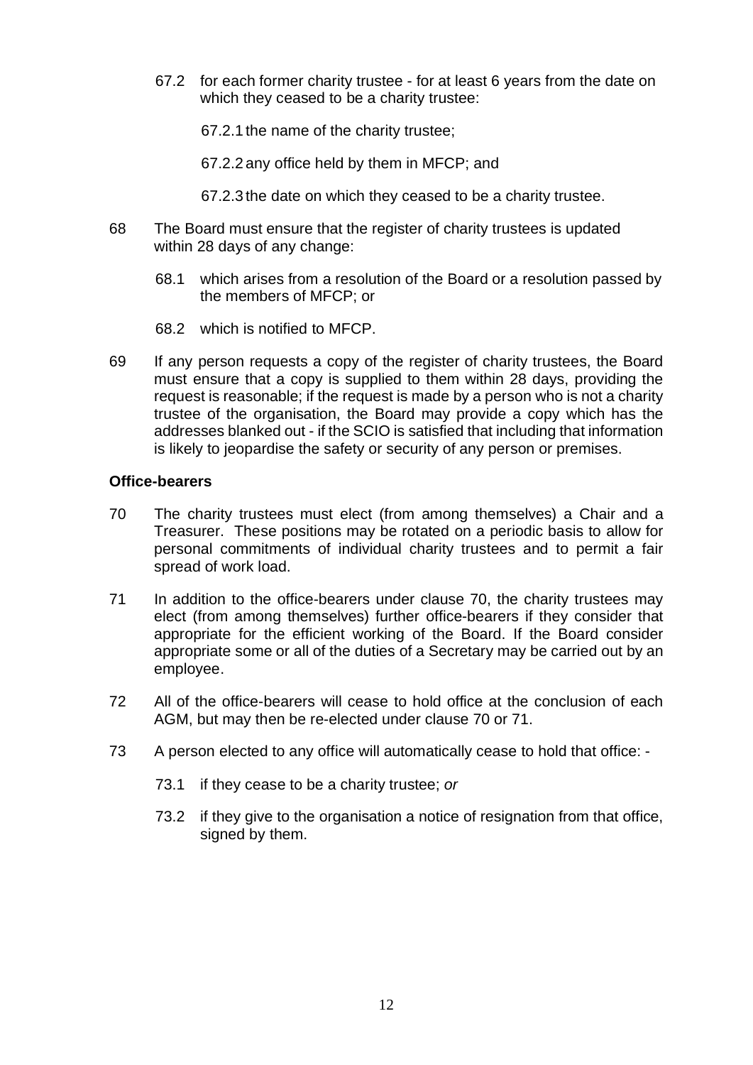67.2 for each former charity trustee - for at least 6 years from the date on which they ceased to be a charity trustee:

67.2.1 the name of the charity trustee;

67.2.2 any office held by them in MFCP; and

67.2.3 the date on which they ceased to be a charity trustee.

68 The Board must ensure that the register of charity trustees is updated within 28 days of any change:

68.1 which arises from a resolution of the Board or a resolution passed by the members of MFCP; or

68.2 which is notified to MFCP.

69 If any person requests a copy of the register of charity trustees, the Board must ensure that a copy is supplied to them within 28 days, providing the request is reasonable; if the request is made by a person who is not a charity trustee of the organisation, the Board may provide a copy which has the addresses blanked out - if the SCIO is satisfied that including that information is likely to jeopardise the safety or security of any person or premises.

**Office-bearers**

70 The charity trustees must elect (from among themselves) a Chair and a Treasurer. These positions may be rotated on a periodic basis to allow for personal commitments of individual charity trustees and to permit a fair spread of work load.

71 In addition to the office-bearers under clause 70, the charity trustees may elect (from among themselves) further office-bearers if they consider that appropriate for the efficient working of the Board. If the Board consider appropriate some or all of the duties of a Secretary may be carried out by an employee.

72 All of the office-bearers will cease to hold office at the conclusion of each AGM, but may then be re-elected under clause 70 or 71.

73 A person elected to any office will automatically cease to hold that office: -

73.1 if they cease to be a charity trustee; *or*

73.2 if they give to the organisation a notice of resignation from that office, signed by them.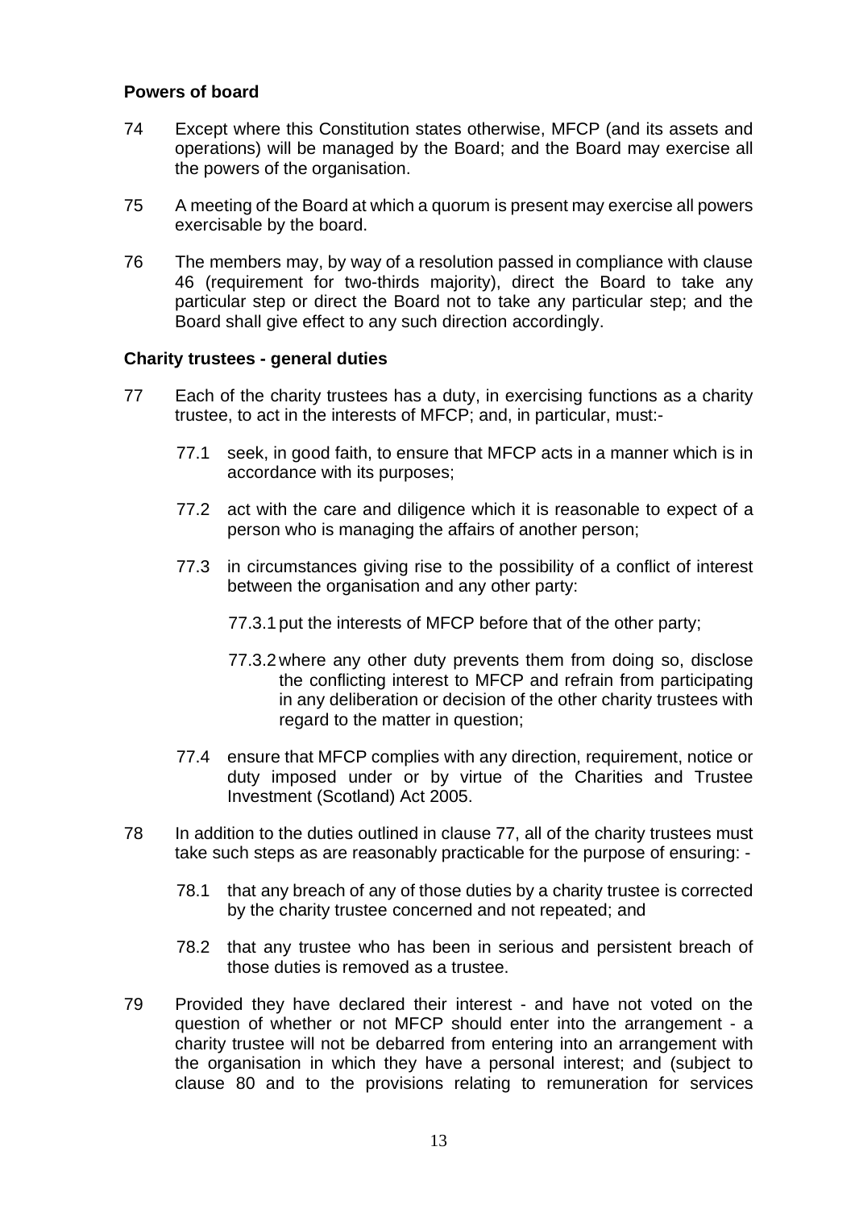### Powers of board

74 Except where this Constitution states otherwise, MFCP (and its assets and operations) will be managed by the Board; and the Board may exercise all the powers of the organisation.

75 A meeting of the Board at which a quorum is present may exercise all powers exercisable by the board.

76 The members may, by way of a resolution passed in compliance with clause 46 (requirement for two-thirds majority), direct the Board to take any particular step or direct the Board not to take any particular step; and the Board shall give effect to any such direction accordingly.

### Charity trustees - general duties

77 Each of the charity trustees has a duty, in exercising functions as a charity trustee, to act in the interests of MFCP; and, in particular, must:-

 77.1 seek, in good faith, to ensure that MFCP acts in a manner which is in accordance with its purposes;

 77.2 act with the care and diligence which it is reasonable to expect of a person who is managing the affairs of another person;

 77.3 in circumstances giving rise to the possibility of a conflict of interest between the organisation and any other party:

  77.3.1 put the interests of MFCP before that of the other party;

  77.3.2 where any other duty prevents them from doing so, disclose the conflicting interest to MFCP and refrain from participating in any deliberation or decision of the other charity trustees with regard to the matter in question;

 77.4 ensure that MFCP complies with any direction, requirement, notice or duty imposed under or by virtue of the Charities and Trustee Investment (Scotland) Act 2005.

78 In addition to the duties outlined in clause 77, all of the charity trustees must take such steps as are reasonably practicable for the purpose of ensuring: -

 78.1 that any breach of any of those duties by a charity trustee is corrected by the charity trustee concerned and not repeated; and

 78.2 that any trustee who has been in serious and persistent breach of those duties is removed as a trustee.

79 Provided they have declared their interest - and have not voted on the question of whether or not MFCP should enter into the arrangement - a charity trustee will not be debarred from entering into an arrangement with the organisation in which they have a personal interest; and (subject to clause 80 and to the provisions relating to remuneration for services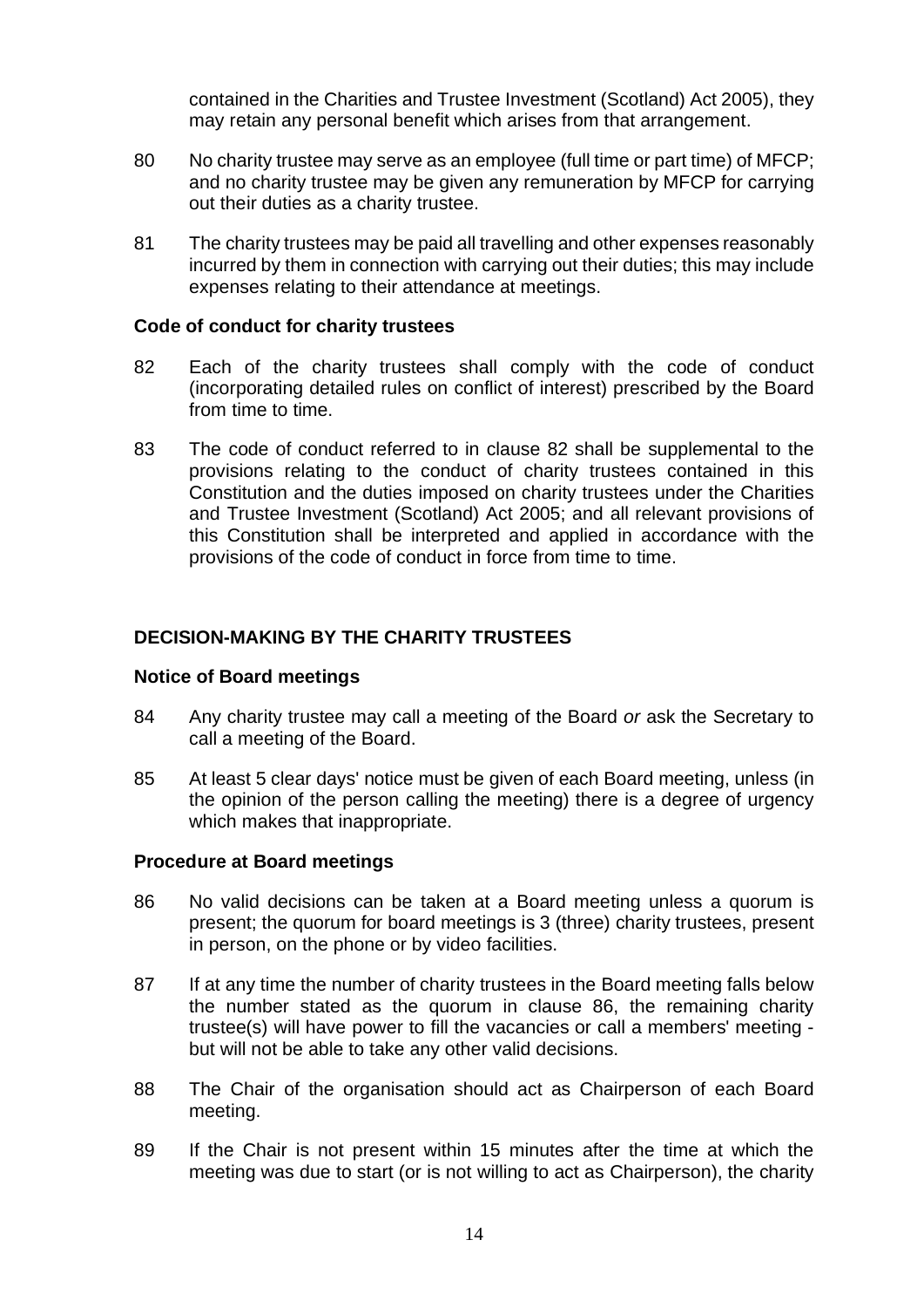contained in the Charities and Trustee Investment (Scotland) Act 2005), they may retain any personal benefit which arises from that arrangement.

80 No charity trustee may serve as an employee (full time or part time) of MFCP; and no charity trustee may be given any remuneration by MFCP for carrying out their duties as a charity trustee.

81 The charity trustees may be paid all travelling and other expenses reasonably incurred by them in connection with carrying out their duties; this may include expenses relating to their attendance at meetings.

### Code of conduct for charity trustees

82 Each of the charity trustees shall comply with the code of conduct (incorporating detailed rules on conflict of interest) prescribed by the Board from time to time.

83 The code of conduct referred to in clause 82 shall be supplemental to the provisions relating to the conduct of charity trustees contained in this Constitution and the duties imposed on charity trustees under the Charities and Trustee Investment (Scotland) Act 2005; and all relevant provisions of this Constitution shall be interpreted and applied in accordance with the provisions of the code of conduct in force from time to time.

## DECISION-MAKING BY THE CHARITY TRUSTEES

### Notice of Board meetings

84 Any charity trustee may call a meeting of the Board *or* ask the Secretary to call a meeting of the Board.

85 At least 5 clear days' notice must be given of each Board meeting, unless (in the opinion of the person calling the meeting) there is a degree of urgency which makes that inappropriate.

### Procedure at Board meetings

86 No valid decisions can be taken at a Board meeting unless a quorum is present; the quorum for board meetings is 3 (three) charity trustees, present in person, on the phone or by video facilities.

87 If at any time the number of charity trustees in the Board meeting falls below the number stated as the quorum in clause 86, the remaining charity trustee(s) will have power to fill the vacancies or call a members' meeting - but will not be able to take any other valid decisions.

88 The Chair of the organisation should act as Chairperson of each Board meeting.

89 If the Chair is not present within 15 minutes after the time at which the meeting was due to start (or is not willing to act as Chairperson), the charity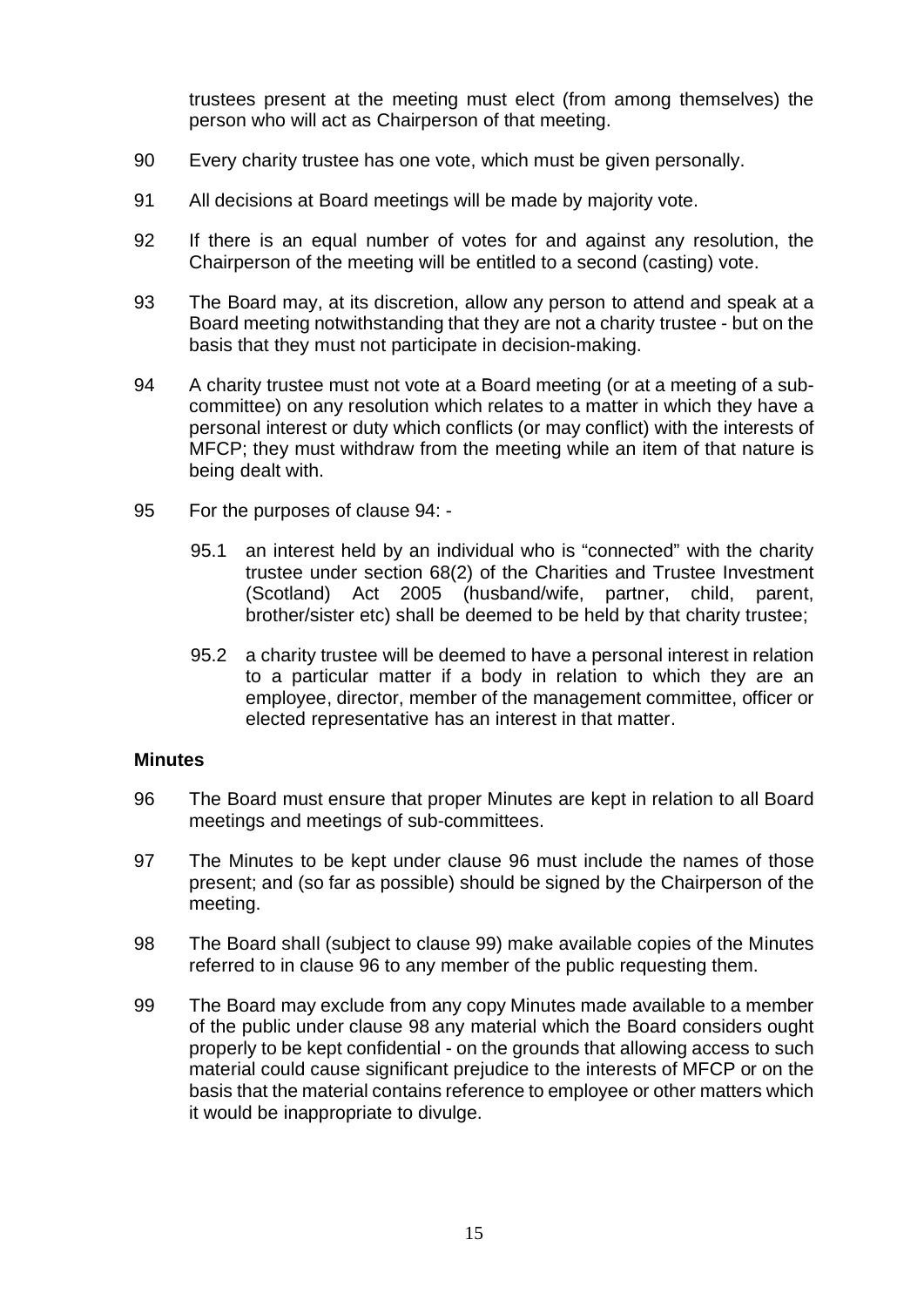trustees present at the meeting must elect (from among themselves) the person who will act as Chairperson of that meeting.

90 Every charity trustee has one vote, which must be given personally.

91 All decisions at Board meetings will be made by majority vote.

92 If there is an equal number of votes for and against any resolution, the Chairperson of the meeting will be entitled to a second (casting) vote.

93 The Board may, at its discretion, allow any person to attend and speak at a Board meeting notwithstanding that they are not a charity trustee - but on the basis that they must not participate in decision-making.

94 A charity trustee must not vote at a Board meeting (or at a meeting of a sub-committee) on any resolution which relates to a matter in which they have a personal interest or duty which conflicts (or may conflict) with the interests of MFCP; they must withdraw from the meeting while an item of that nature is being dealt with.

95 For the purposes of clause 94: -

95.1 an interest held by an individual who is "connected" with the charity trustee under section 68(2) of the Charities and Trustee Investment (Scotland) Act 2005 (husband/wife, partner, child, parent, brother/sister etc) shall be deemed to be held by that charity trustee;

95.2 a charity trustee will be deemed to have a personal interest in relation to a particular matter if a body in relation to which they are an employee, director, member of the management committee, officer or elected representative has an interest in that matter.

**Minutes**

96 The Board must ensure that proper Minutes are kept in relation to all Board meetings and meetings of sub-committees.

97 The Minutes to be kept under clause 96 must include the names of those present; and (so far as possible) should be signed by the Chairperson of the meeting.

98 The Board shall (subject to clause 99) make available copies of the Minutes referred to in clause 96 to any member of the public requesting them.

99 The Board may exclude from any copy Minutes made available to a member of the public under clause 98 any material which the Board considers ought properly to be kept confidential - on the grounds that allowing access to such material could cause significant prejudice to the interests of MFCP or on the basis that the material contains reference to employee or other matters which it would be inappropriate to divulge.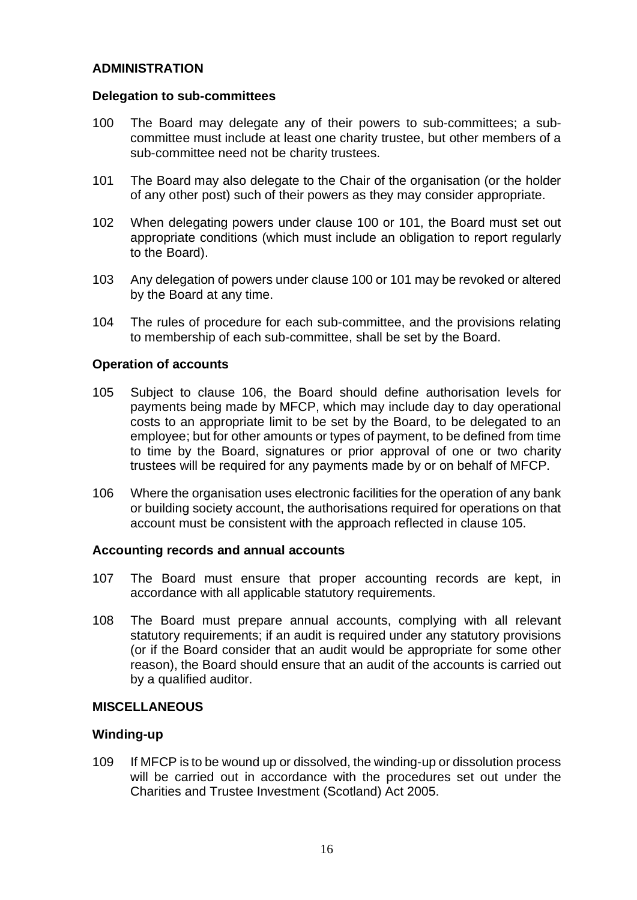## ADMINISTRATION

### Delegation to sub-committees

100 The Board may delegate any of their powers to sub-committees; a sub-committee must include at least one charity trustee, but other members of a sub-committee need not be charity trustees.

101 The Board may also delegate to the Chair of the organisation (or the holder of any other post) such of their powers as they may consider appropriate.

102 When delegating powers under clause 100 or 101, the Board must set out appropriate conditions (which must include an obligation to report regularly to the Board).

103 Any delegation of powers under clause 100 or 101 may be revoked or altered by the Board at any time.

104 The rules of procedure for each sub-committee, and the provisions relating to membership of each sub-committee, shall be set by the Board.

### Operation of accounts

105 Subject to clause 106, the Board should define authorisation levels for payments being made by MFCP, which may include day to day operational costs to an appropriate limit to be set by the Board, to be delegated to an employee; but for other amounts or types of payment, to be defined from time to time by the Board, signatures or prior approval of one or two charity trustees will be required for any payments made by or on behalf of MFCP.

106 Where the organisation uses electronic facilities for the operation of any bank or building society account, the authorisations required for operations on that account must be consistent with the approach reflected in clause 105.

### Accounting records and annual accounts

107 The Board must ensure that proper accounting records are kept, in accordance with all applicable statutory requirements.

108 The Board must prepare annual accounts, complying with all relevant statutory requirements; if an audit is required under any statutory provisions (or if the Board consider that an audit would be appropriate for some other reason), the Board should ensure that an audit of the accounts is carried out by a qualified auditor.

## MISCELLANEOUS

### Winding-up

109 If MFCP is to be wound up or dissolved, the winding-up or dissolution process will be carried out in accordance with the procedures set out under the Charities and Trustee Investment (Scotland) Act 2005.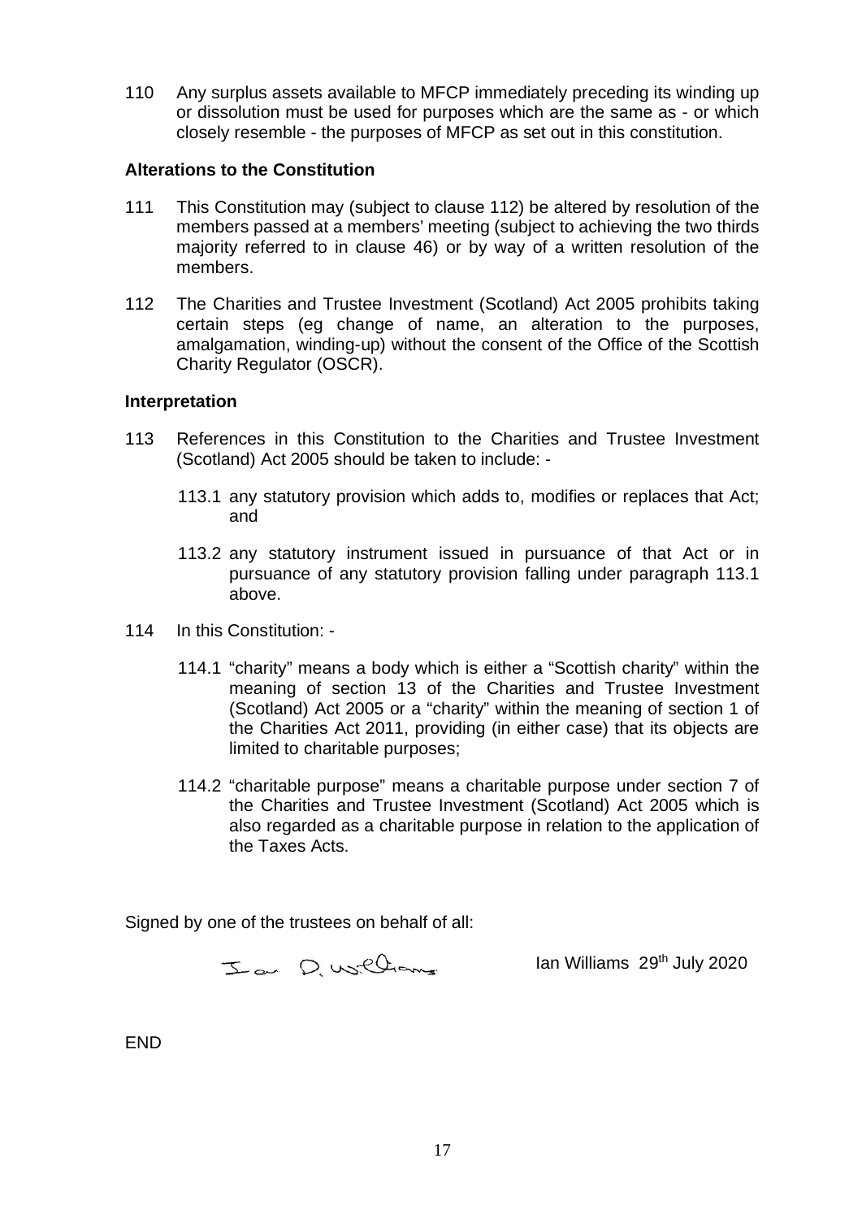110 Any surplus assets available to MFCP immediately preceding its winding up or dissolution must be used for purposes which are the same as - or which closely resemble - the purposes of MFCP as set out in this constitution.

**Alterations to the Constitution**

111 This Constitution may (subject to clause 112) be altered by resolution of the members passed at a members' meeting (subject to achieving the two thirds majority referred to in clause 46) or by way of a written resolution of the members.

112 The Charities and Trustee Investment (Scotland) Act 2005 prohibits taking certain steps (eg change of name, an alteration to the purposes, amalgamation, winding-up) without the consent of the Office of the Scottish Charity Regulator (OSCR).

**Interpretation**

113 References in this Constitution to the Charities and Trustee Investment (Scotland) Act 2005 should be taken to include: -

113.1 any statutory provision which adds to, modifies or replaces that Act; and

113.2 any statutory instrument issued in pursuance of that Act or in pursuance of any statutory provision falling under paragraph 113.1 above.

114 In this Constitution: -

114.1 "charity" means a body which is either a "Scottish charity" within the meaning of section 13 of the Charities and Trustee Investment (Scotland) Act 2005 or a "charity" within the meaning of section 1 of the Charities Act 2011, providing (in either case) that its objects are limited to charitable purposes;

114.2 "charitable purpose" means a charitable purpose under section 7 of the Charities and Trustee Investment (Scotland) Act 2005 which is also regarded as a charitable purpose in relation to the application of the Taxes Acts.

Signed by one of the trustees on behalf of all:

Ian D. Williams     Ian Williams 29th July 2020

END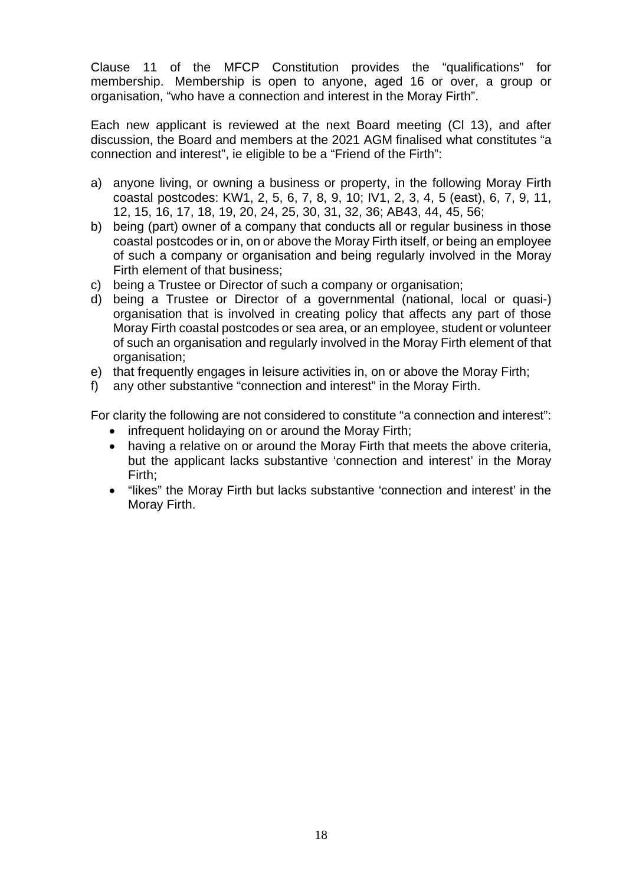Clause 11 of the MFCP Constitution provides the "qualifications" for membership. Membership is open to anyone, aged 16 or over, a group or organisation, "who have a connection and interest in the Moray Firth".

Each new applicant is reviewed at the next Board meeting (Cl 13), and after discussion, the Board and members at the 2021 AGM finalised what constitutes "a connection and interest", ie eligible to be a "Friend of the Firth":

a) anyone living, or owning a business or property, in the following Moray Firth coastal postcodes: KW1, 2, 5, 6, 7, 8, 9, 10; IV1, 2, 3, 4, 5 (east), 6, 7, 9, 11, 12, 15, 16, 17, 18, 19, 20, 24, 25, 30, 31, 32, 36; AB43, 44, 45, 56;
b) being (part) owner of a company that conducts all or regular business in those coastal postcodes or in, on or above the Moray Firth itself, or being an employee of such a company or organisation and being regularly involved in the Moray Firth element of that business;
c) being a Trustee or Director of such a company or organisation;
d) being a Trustee or Director of a governmental (national, local or quasi-) organisation that is involved in creating policy that affects any part of those Moray Firth coastal postcodes or sea area, or an employee, student or volunteer of such an organisation and regularly involved in the Moray Firth element of that organisation;
e) that frequently engages in leisure activities in, on or above the Moray Firth;
f) any other substantive "connection and interest" in the Moray Firth.

For clarity the following are not considered to constitute "a connection and interest":

- infrequent holidaying on or around the Moray Firth;
- having a relative on or around the Moray Firth that meets the above criteria, but the applicant lacks substantive 'connection and interest' in the Moray Firth;
- "likes" the Moray Firth but lacks substantive 'connection and interest' in the Moray Firth.